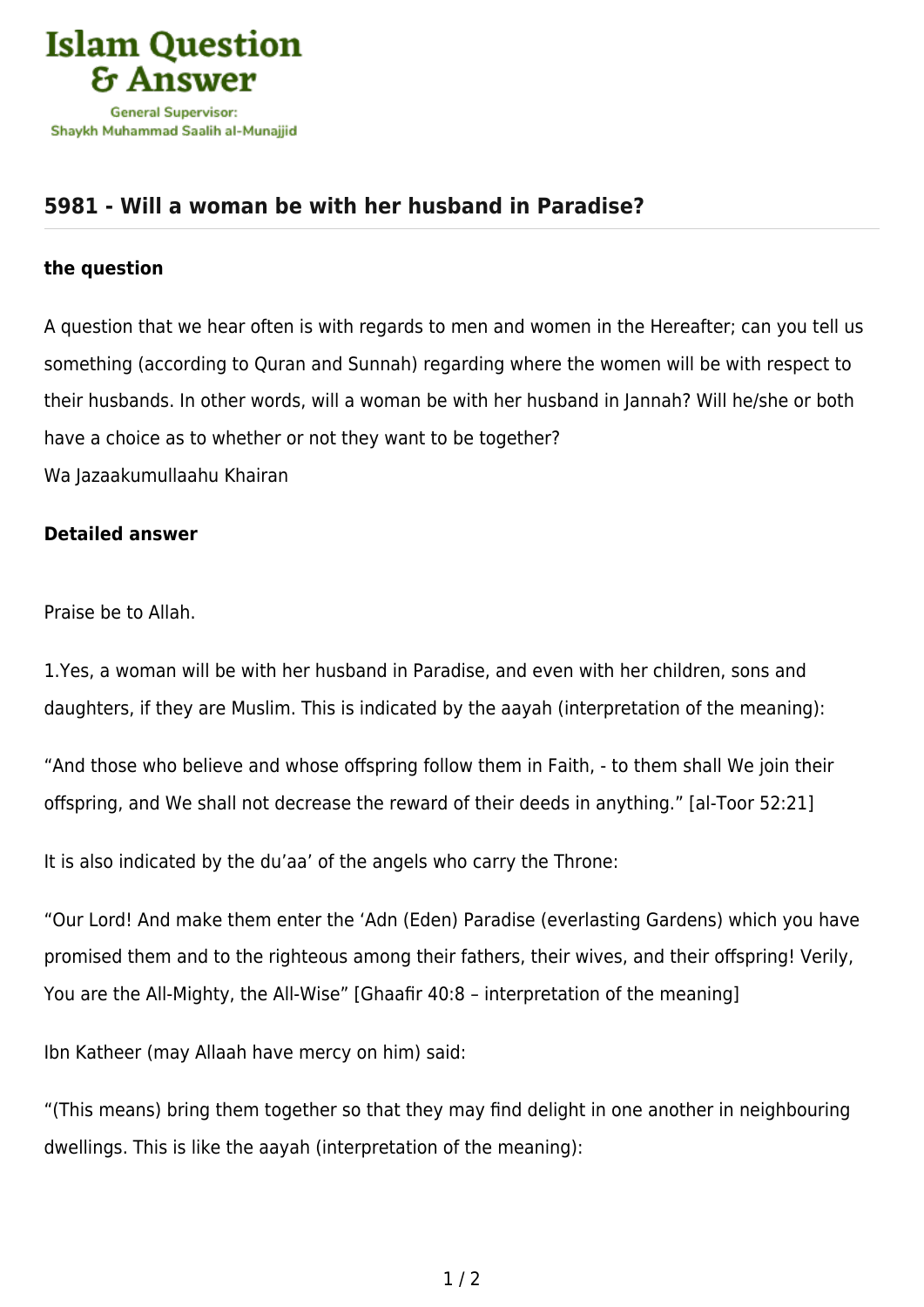## 5981 - Will a woman be with her husband in Paradise?

**the question**

A question that we hear often is with regards to men and women in the Hereafter; can you tell us something (according to Quran and Sunnah) regarding where the women will be with respect to their husbands. In other words, will a woman be with her husband in Jannah? Will he/she or both have a choice as to whether or not they want to be together?
Wa Jazaakumullaahu Khairan

**Detailed answer**

Praise be to Allah.

1.Yes, a woman will be with her husband in Paradise, and even with her children, sons and daughters, if they are Muslim. This is indicated by the aayah (interpretation of the meaning):

"And those who believe and whose offspring follow them in Faith, - to them shall We join their offspring, and We shall not decrease the reward of their deeds in anything." [al-Toor 52:21]

It is also indicated by the du'aa' of the angels who carry the Throne:

"Our Lord! And make them enter the 'Adn (Eden) Paradise (everlasting Gardens) which you have promised them and to the righteous among their fathers, their wives, and their offspring! Verily, You are the All-Mighty, the All-Wise" [Ghaafir 40:8 – interpretation of the meaning]

Ibn Katheer (may Allaah have mercy on him) said:

"(This means) bring them together so that they may find delight in one another in neighbouring dwellings. This is like the aayah (interpretation of the meaning):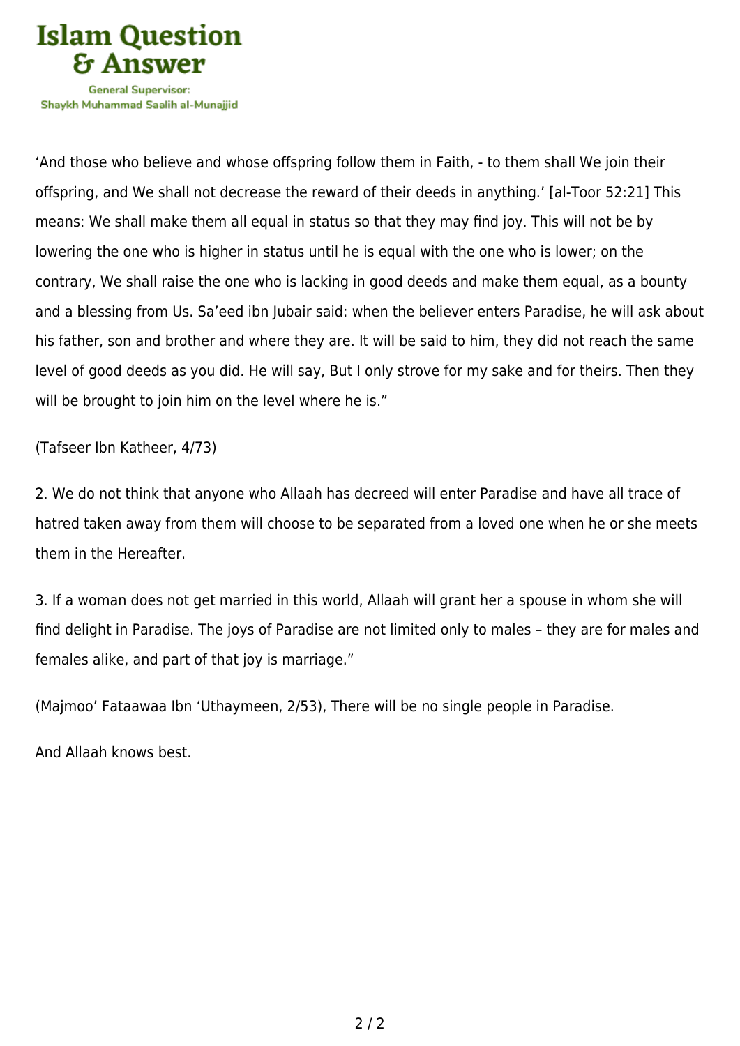'And those who believe and whose offspring follow them in Faith, - to them shall We join their offspring, and We shall not decrease the reward of their deeds in anything.' [al-Toor 52:21] This means: We shall make them all equal in status so that they may find joy. This will not be by lowering the one who is higher in status until he is equal with the one who is lower; on the contrary, We shall raise the one who is lacking in good deeds and make them equal, as a bounty and a blessing from Us. Sa'eed ibn Jubair said: when the believer enters Paradise, he will ask about his father, son and brother and where they are. It will be said to him, they did not reach the same level of good deeds as you did. He will say, But I only strove for my sake and for theirs. Then they will be brought to join him on the level where he is."

(Tafseer Ibn Katheer, 4/73)

2. We do not think that anyone who Allaah has decreed will enter Paradise and have all trace of hatred taken away from them will choose to be separated from a loved one when he or she meets them in the Hereafter.

3. If a woman does not get married in this world, Allaah will grant her a spouse in whom she will find delight in Paradise. The joys of Paradise are not limited only to males – they are for males and females alike, and part of that joy is marriage."

(Majmoo' Fataawaa Ibn 'Uthaymeen, 2/53), There will be no single people in Paradise.

And Allaah knows best.